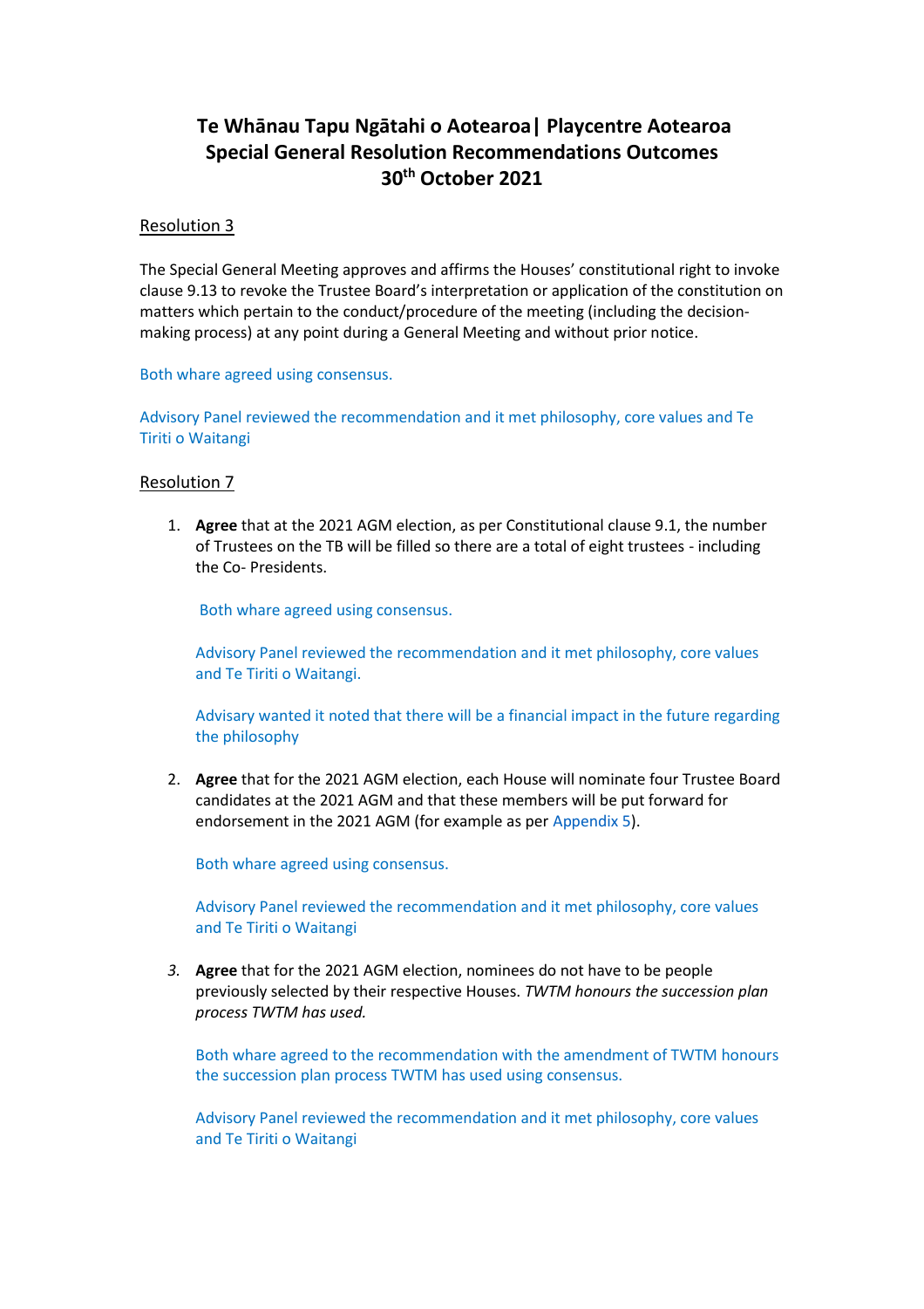# Te Whānau Tapu Ngātahi o Aotearoa| Playcentre Aotearoa Special General Resolution Recommendations Outcomes 30th October 2021

## Resolution 3

The Special General Meeting approves and affirms the Houses' constitutional right to invoke clause 9.13 to revoke the Trustee Board's interpretation or application of the constitution on matters which pertain to the conduct/procedure of the meeting (including the decision-making process) at any point during a General Meeting and without prior notice.

Both whare agreed using consensus.

Advisory Panel reviewed the recommendation and it met philosophy, core values and Te Tiriti o Waitangi

## Resolution 7

1. **Agree** that at the 2021 AGM election, as per Constitutional clause 9.1, the number of Trustees on the TB will be filled so there are a total of eight trustees - including the Co- Presidents.

   Both whare agreed using consensus.

   Advisory Panel reviewed the recommendation and it met philosophy, core values and Te Tiriti o Waitangi.

   Advisary wanted it noted that there will be a financial impact in the future regarding the philosophy

2. **Agree** that for the 2021 AGM election, each House will nominate four Trustee Board candidates at the 2021 AGM and that these members will be put forward for endorsement in the 2021 AGM (for example as per Appendix 5).

   Both whare agreed using consensus.

   Advisory Panel reviewed the recommendation and it met philosophy, core values and Te Tiriti o Waitangi

3. **Agree** that for the 2021 AGM election, nominees do not have to be people previously selected by their respective Houses. *TWTM honours the succession plan process TWTM has used.*

   Both whare agreed to the recommendation with the amendment of TWTM honours the succession plan process TWTM has used using consensus.

   Advisory Panel reviewed the recommendation and it met philosophy, core values and Te Tiriti o Waitangi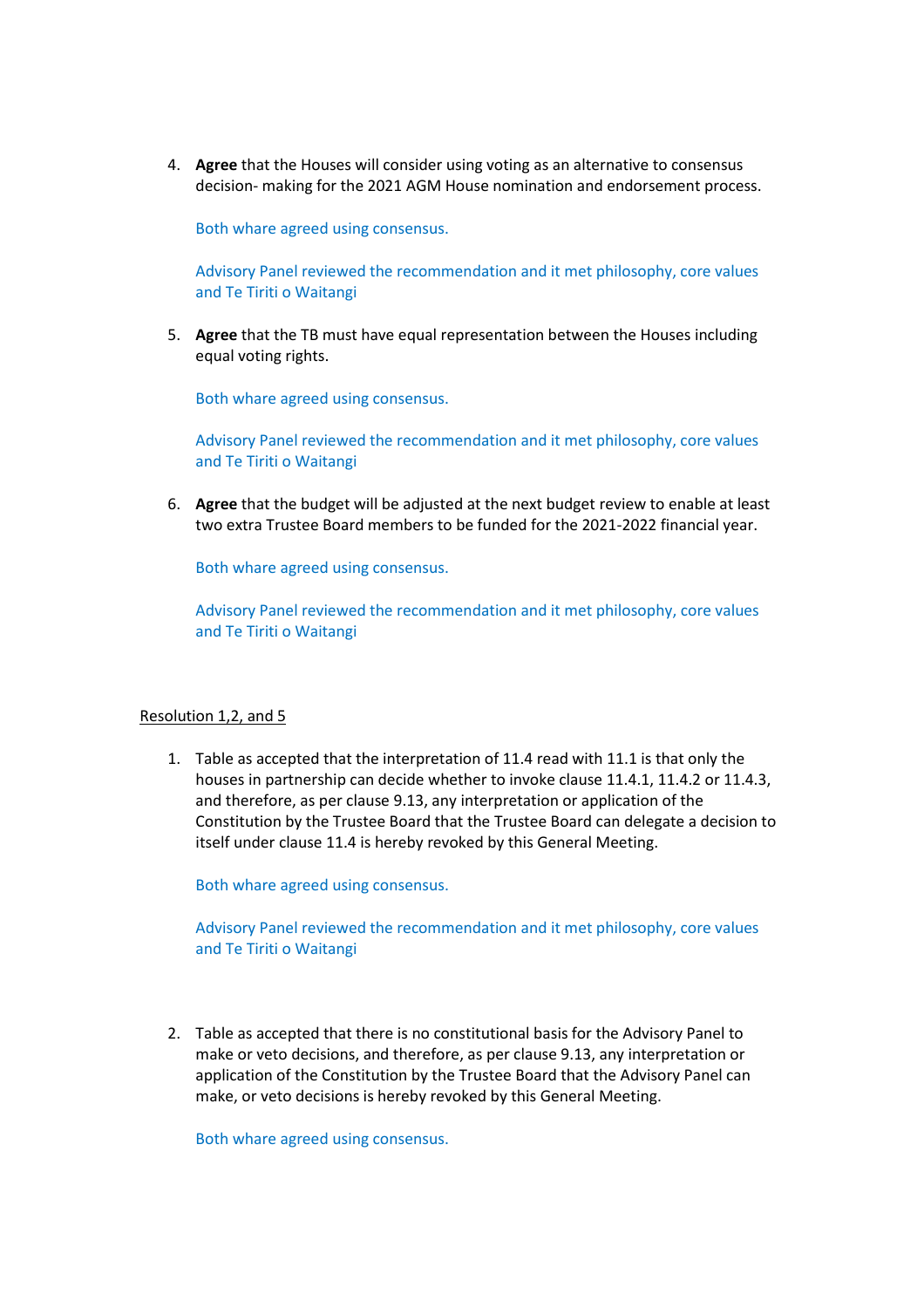4. **Agree** that the Houses will consider using voting as an alternative to consensus decision- making for the 2021 AGM House nomination and endorsement process.

   Both whare agreed using consensus.

   Advisory Panel reviewed the recommendation and it met philosophy, core values and Te Tiriti o Waitangi

5. **Agree** that the TB must have equal representation between the Houses including equal voting rights.

   Both whare agreed using consensus.

   Advisory Panel reviewed the recommendation and it met philosophy, core values and Te Tiriti o Waitangi

6. **Agree** that the budget will be adjusted at the next budget review to enable at least two extra Trustee Board members to be funded for the 2021-2022 financial year.

   Both whare agreed using consensus.

   Advisory Panel reviewed the recommendation and it met philosophy, core values and Te Tiriti o Waitangi

<u>Resolution 1,2, and 5</u>

1. Table as accepted that the interpretation of 11.4 read with 11.1 is that only the houses in partnership can decide whether to invoke clause 11.4.1, 11.4.2 or 11.4.3, and therefore, as per clause 9.13, any interpretation or application of the Constitution by the Trustee Board that the Trustee Board can delegate a decision to itself under clause 11.4 is hereby revoked by this General Meeting.

   Both whare agreed using consensus.

   Advisory Panel reviewed the recommendation and it met philosophy, core values and Te Tiriti o Waitangi

2. Table as accepted that there is no constitutional basis for the Advisory Panel to make or veto decisions, and therefore, as per clause 9.13, any interpretation or application of the Constitution by the Trustee Board that the Advisory Panel can make, or veto decisions is hereby revoked by this General Meeting.

   Both whare agreed using consensus.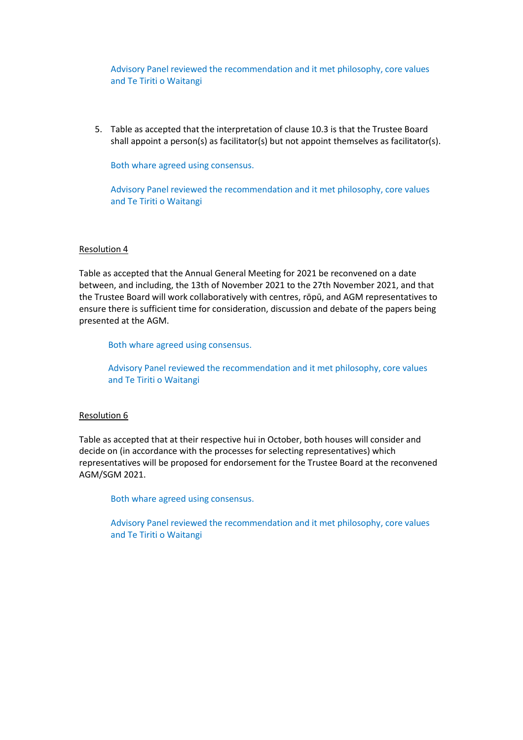Advisory Panel reviewed the recommendation and it met philosophy, core values and Te Tiriti o Waitangi

5. Table as accepted that the interpretation of clause 10.3 is that the Trustee Board shall appoint a person(s) as facilitator(s) but not appoint themselves as facilitator(s).

   Both whare agreed using consensus.

   Advisory Panel reviewed the recommendation and it met philosophy, core values and Te Tiriti o Waitangi

<u>Resolution 4</u>

Table as accepted that the Annual General Meeting for 2021 be reconvened on a date between, and including, the 13th of November 2021 to the 27th November 2021, and that the Trustee Board will work collaboratively with centres, rōpū, and AGM representatives to ensure there is sufficient time for consideration, discussion and debate of the papers being presented at the AGM.

Both whare agreed using consensus.

Advisory Panel reviewed the recommendation and it met philosophy, core values and Te Tiriti o Waitangi

<u>Resolution 6</u>

Table as accepted that at their respective hui in October, both houses will consider and decide on (in accordance with the processes for selecting representatives) which representatives will be proposed for endorsement for the Trustee Board at the reconvened AGM/SGM 2021.

Both whare agreed using consensus.

Advisory Panel reviewed the recommendation and it met philosophy, core values and Te Tiriti o Waitangi